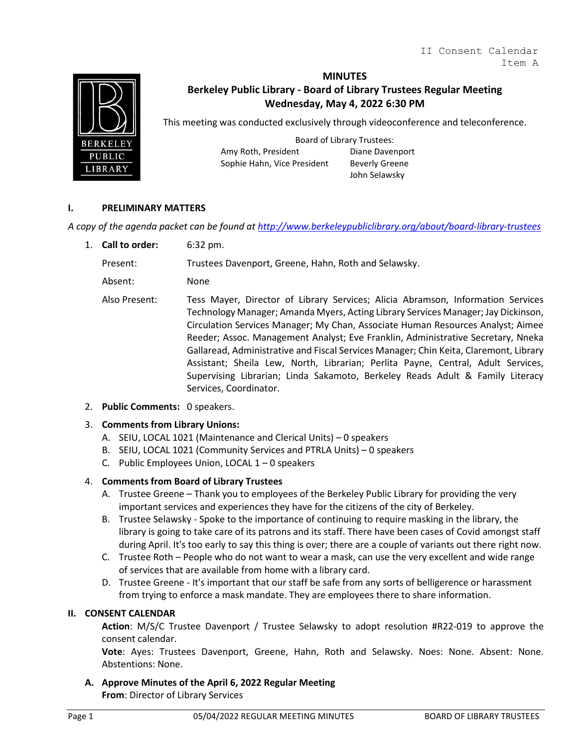II Consent Calendar
Item A

# MINUTES

## Berkeley Public Library - Board of Library Trustees Regular Meeting
## Wednesday, May 4, 2022 6:30 PM

This meeting was conducted exclusively through videoconference and teleconference.

Board of Library Trustees:

Amy Roth, President
Sophie Hahn, Vice President
Diane Davenport
Beverly Greene
John Selawsky

## I. PRELIMINARY MATTERS

*A copy of the agenda packet can be found at http://www.berkeleypubliclibrary.org/about/board-library-trustees*

1. **Call to order:** 6:32 pm.

   Present: Trustees Davenport, Greene, Hahn, Roth and Selawsky.

   Absent: None

   Also Present: Tess Mayer, Director of Library Services; Alicia Abramson, Information Services Technology Manager; Amanda Myers, Acting Library Services Manager; Jay Dickinson, Circulation Services Manager; My Chan, Associate Human Resources Analyst; Aimee Reeder; Assoc. Management Analyst; Eve Franklin, Administrative Secretary, Nneka Gallaread, Administrative and Fiscal Services Manager; Chin Keita, Claremont, Library Assistant; Sheila Lew, North, Librarian; Perlita Payne, Central, Adult Services, Supervising Librarian; Linda Sakamoto, Berkeley Reads Adult & Family Literacy Services, Coordinator.

2. **Public Comments:** 0 speakers.

3. **Comments from Library Unions:**
   - A. SEIU, LOCAL 1021 (Maintenance and Clerical Units) – 0 speakers
   - B. SEIU, LOCAL 1021 (Community Services and PTRLA Units) – 0 speakers
   - C. Public Employees Union, LOCAL 1 – 0 speakers

4. **Comments from Board of Library Trustees**
   - A. Trustee Greene – Thank you to employees of the Berkeley Public Library for providing the very important services and experiences they have for the citizens of the city of Berkeley.
   - B. Trustee Selawsky - Spoke to the importance of continuing to require masking in the library, the library is going to take care of its patrons and its staff. There have been cases of Covid amongst staff during April. It's too early to say this thing is over; there are a couple of variants out there right now.
   - C. Trustee Roth – People who do not want to wear a mask, can use the very excellent and wide range of services that are available from home with a library card.
   - D. Trustee Greene - It's important that our staff be safe from any sorts of belligerence or harassment from trying to enforce a mask mandate. They are employees there to share information.

## II. CONSENT CALENDAR

**Action**: M/S/C Trustee Davenport / Trustee Selawsky to adopt resolution #R22-019 to approve the consent calendar.

**Vote**: Ayes: Trustees Davenport, Greene, Hahn, Roth and Selawsky. Noes: None. Absent: None. Abstentions: None.

**A. Approve Minutes of the April 6, 2022 Regular Meeting**
**From**: Director of Library Services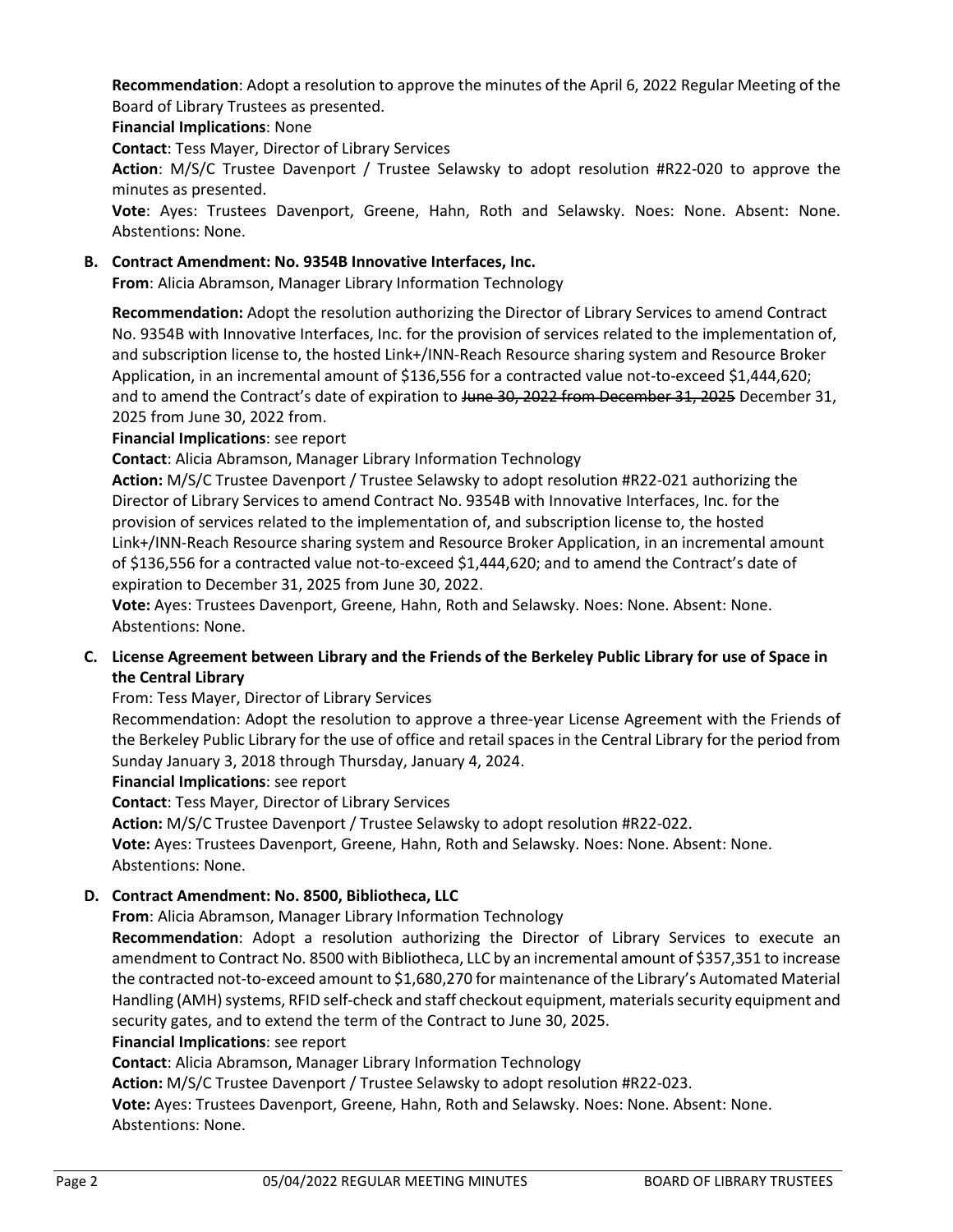**Recommendation**: Adopt a resolution to approve the minutes of the April 6, 2022 Regular Meeting of the Board of Library Trustees as presented.

**Financial Implications**: None

**Contact**: Tess Mayer, Director of Library Services

**Action**: M/S/C Trustee Davenport / Trustee Selawsky to adopt resolution #R22-020 to approve the minutes as presented.

**Vote**: Ayes: Trustees Davenport, Greene, Hahn, Roth and Selawsky. Noes: None. Absent: None. Abstentions: None.

**B. Contract Amendment: No. 9354B Innovative Interfaces, Inc.**

**From**: Alicia Abramson, Manager Library Information Technology

**Recommendation:** Adopt the resolution authorizing the Director of Library Services to amend Contract No. 9354B with Innovative Interfaces, Inc. for the provision of services related to the implementation of, and subscription license to, the hosted Link+/INN-Reach Resource sharing system and Resource Broker Application, in an incremental amount of $136,556 for a contracted value not-to-exceed $1,444,620; and to amend the Contract's date of expiration to ~~June 30, 2022 from December 31, 2025~~ December 31, 2025 from June 30, 2022 from.

**Financial Implications**: see report

**Contact**: Alicia Abramson, Manager Library Information Technology

**Action:** M/S/C Trustee Davenport / Trustee Selawsky to adopt resolution #R22-021 authorizing the Director of Library Services to amend Contract No. 9354B with Innovative Interfaces, Inc. for the provision of services related to the implementation of, and subscription license to, the hosted Link+/INN-Reach Resource sharing system and Resource Broker Application, in an incremental amount of $136,556 for a contracted value not-to-exceed $1,444,620; and to amend the Contract's date of expiration to December 31, 2025 from June 30, 2022.

**Vote:** Ayes: Trustees Davenport, Greene, Hahn, Roth and Selawsky. Noes: None. Absent: None. Abstentions: None.

**C. License Agreement between Library and the Friends of the Berkeley Public Library for use of Space in the Central Library**

From: Tess Mayer, Director of Library Services

Recommendation: Adopt the resolution to approve a three-year License Agreement with the Friends of the Berkeley Public Library for the use of office and retail spaces in the Central Library for the period from Sunday January 3, 2018 through Thursday, January 4, 2024.

**Financial Implications**: see report

**Contact**: Tess Mayer, Director of Library Services

**Action:** M/S/C Trustee Davenport / Trustee Selawsky to adopt resolution #R22-022.

**Vote:** Ayes: Trustees Davenport, Greene, Hahn, Roth and Selawsky. Noes: None. Absent: None. Abstentions: None.

**D. Contract Amendment: No. 8500, Bibliotheca, LLC**

**From**: Alicia Abramson, Manager Library Information Technology

**Recommendation**: Adopt a resolution authorizing the Director of Library Services to execute an amendment to Contract No. 8500 with Bibliotheca, LLC by an incremental amount of $357,351 to increase the contracted not-to-exceed amount to $1,680,270 for maintenance of the Library's Automated Material Handling (AMH) systems, RFID self-check and staff checkout equipment, materials security equipment and security gates, and to extend the term of the Contract to June 30, 2025.

**Financial Implications**: see report

**Contact**: Alicia Abramson, Manager Library Information Technology

**Action:** M/S/C Trustee Davenport / Trustee Selawsky to adopt resolution #R22-023.

**Vote:** Ayes: Trustees Davenport, Greene, Hahn, Roth and Selawsky. Noes: None. Absent: None. Abstentions: None.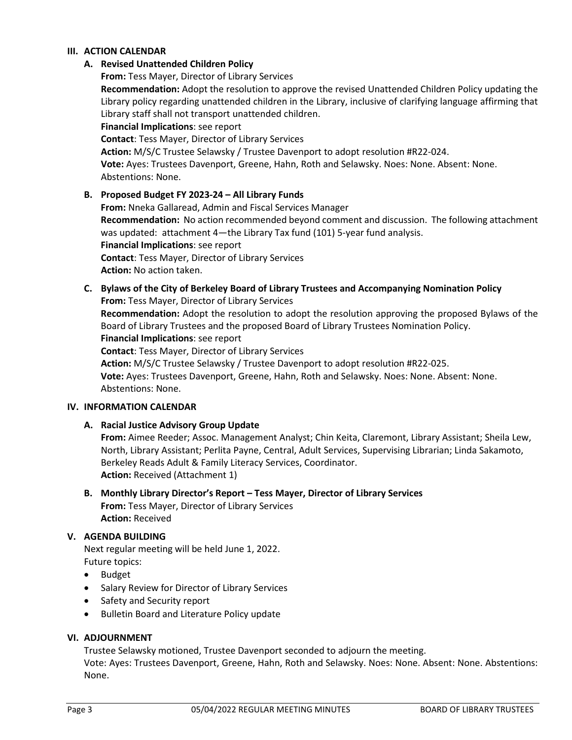## III. ACTION CALENDAR

### A. Revised Unattended Children Policy

**From:** Tess Mayer, Director of Library Services

**Recommendation:** Adopt the resolution to approve the revised Unattended Children Policy updating the Library policy regarding unattended children in the Library, inclusive of clarifying language affirming that Library staff shall not transport unattended children.

**Financial Implications**: see report

**Contact**: Tess Mayer, Director of Library Services

**Action:** M/S/C Trustee Selawsky / Trustee Davenport to adopt resolution #R22-024.

**Vote:** Ayes: Trustees Davenport, Greene, Hahn, Roth and Selawsky. Noes: None. Absent: None. Abstentions: None.

### B. Proposed Budget FY 2023-24 – All Library Funds

**From:** Nneka Gallaread, Admin and Fiscal Services Manager

**Recommendation:** No action recommended beyond comment and discussion. The following attachment was updated: attachment 4—the Library Tax fund (101) 5-year fund analysis.

**Financial Implications**: see report

**Contact**: Tess Mayer, Director of Library Services

**Action:** No action taken.

### C. Bylaws of the City of Berkeley Board of Library Trustees and Accompanying Nomination Policy

**From:** Tess Mayer, Director of Library Services

**Recommendation:** Adopt the resolution to adopt the resolution approving the proposed Bylaws of the Board of Library Trustees and the proposed Board of Library Trustees Nomination Policy.

**Financial Implications**: see report

**Contact**: Tess Mayer, Director of Library Services

**Action:** M/S/C Trustee Selawsky / Trustee Davenport to adopt resolution #R22-025.

**Vote:** Ayes: Trustees Davenport, Greene, Hahn, Roth and Selawsky. Noes: None. Absent: None. Abstentions: None.

## IV. INFORMATION CALENDAR

### A. Racial Justice Advisory Group Update

**From:** Aimee Reeder; Assoc. Management Analyst; Chin Keita, Claremont, Library Assistant; Sheila Lew, North, Library Assistant; Perlita Payne, Central, Adult Services, Supervising Librarian; Linda Sakamoto, Berkeley Reads Adult & Family Literacy Services, Coordinator.

**Action:** Received (Attachment 1)

### B. Monthly Library Director's Report – Tess Mayer, Director of Library Services

**From:** Tess Mayer, Director of Library Services

**Action:** Received

## V. AGENDA BUILDING

Next regular meeting will be held June 1, 2022.

Future topics:

- Budget
- Salary Review for Director of Library Services
- Safety and Security report
- Bulletin Board and Literature Policy update

## VI. ADJOURNMENT

Trustee Selawsky motioned, Trustee Davenport seconded to adjourn the meeting.

Vote: Ayes: Trustees Davenport, Greene, Hahn, Roth and Selawsky. Noes: None. Absent: None. Abstentions: None.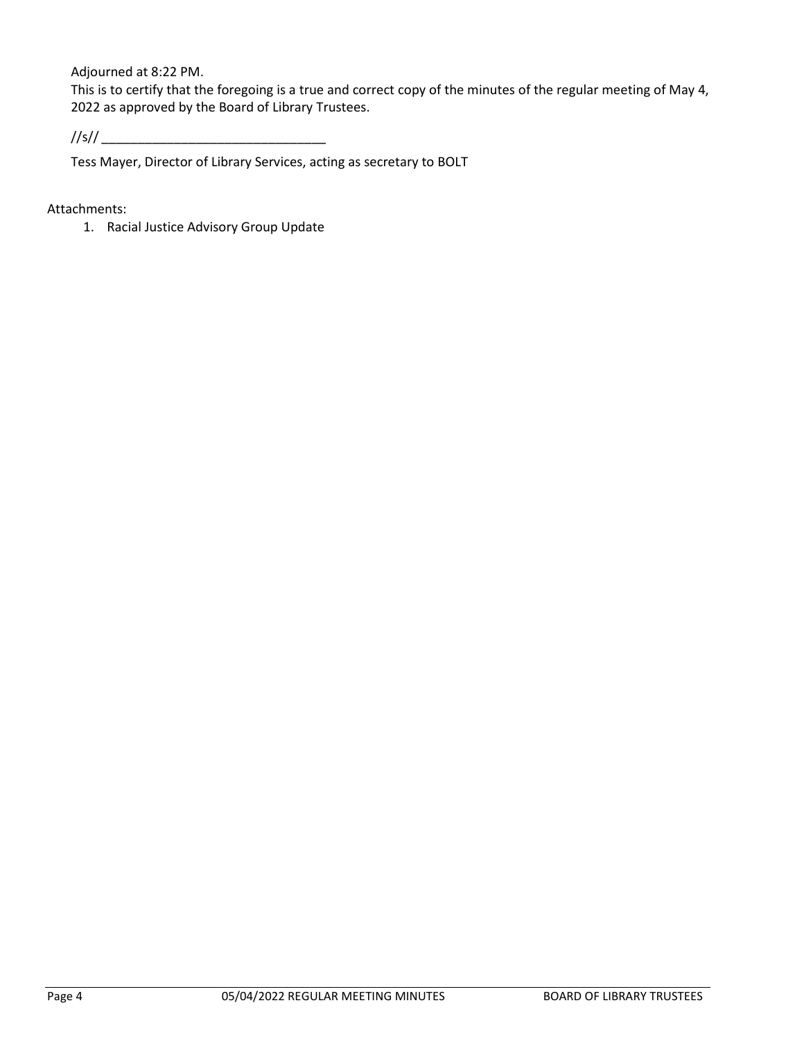Adjourned at 8:22 PM.

This is to certify that the foregoing is a true and correct copy of the minutes of the regular meeting of May 4, 2022 as approved by the Board of Library Trustees.

//s// ______________________________

Tess Mayer, Director of Library Services, acting as secretary to BOLT

Attachments:

1. Racial Justice Advisory Group Update